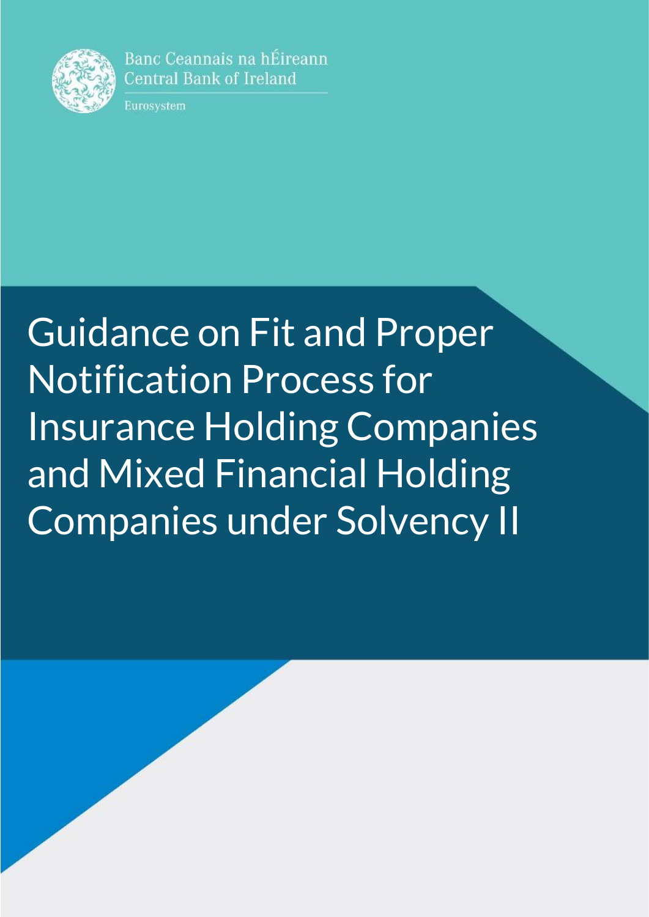Banc Ceannais na hÉireann
Central Bank of Ireland

Eurosystem

# Guidance on Fit and Proper Notification Process for Insurance Holding Companies and Mixed Financial Holding Companies under Solvency II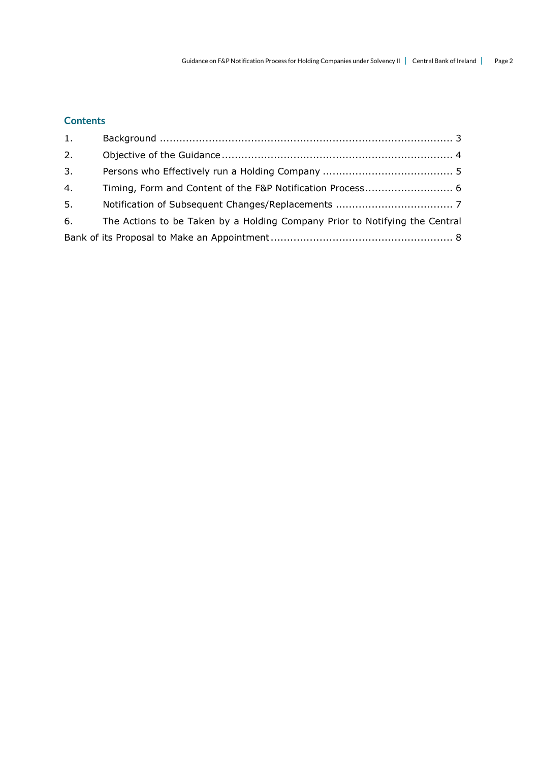## Contents

1. Background ........................................................................................ 3
2. Objective of the Guidance ...................................................................... 4
3. Persons who Effectively run a Holding Company ........................................ 5
4. Timing, Form and Content of the F&P Notification Process........................... 6
5. Notification of Subsequent Changes/Replacements .................................... 7
6. The Actions to be Taken by a Holding Company Prior to Notifying the Central Bank of its Proposal to Make an Appointment ....................................................... 8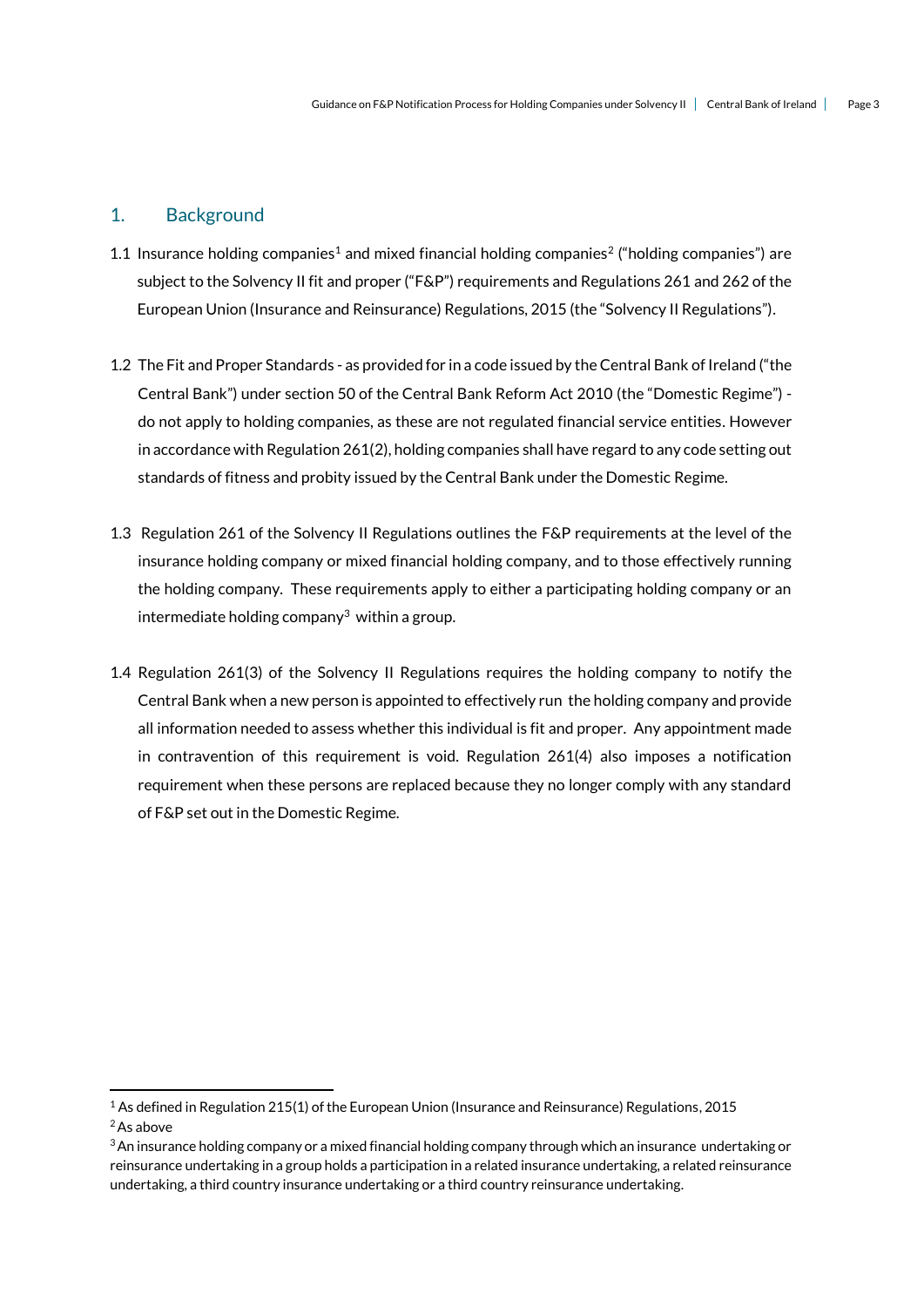## 1. Background

1.1 Insurance holding companies[1] and mixed financial holding companies[2] ("holding companies") are subject to the Solvency II fit and proper ("F&P") requirements and Regulations 261 and 262 of the European Union (Insurance and Reinsurance) Regulations, 2015 (the "Solvency II Regulations").

1.2 The Fit and Proper Standards - as provided for in a code issued by the Central Bank of Ireland ("the Central Bank") under section 50 of the Central Bank Reform Act 2010 (the "Domestic Regime") - do not apply to holding companies, as these are not regulated financial service entities. However in accordance with Regulation 261(2), holding companies shall have regard to any code setting out standards of fitness and probity issued by the Central Bank under the Domestic Regime.

1.3 Regulation 261 of the Solvency II Regulations outlines the F&P requirements at the level of the insurance holding company or mixed financial holding company, and to those effectively running the holding company. These requirements apply to either a participating holding company or an intermediate holding company[3] within a group.

1.4 Regulation 261(3) of the Solvency II Regulations requires the holding company to notify the Central Bank when a new person is appointed to effectively run the holding company and provide all information needed to assess whether this individual is fit and proper. Any appointment made in contravention of this requirement is void. Regulation 261(4) also imposes a notification requirement when these persons are replaced because they no longer comply with any standard of F&P set out in the Domestic Regime.

---

[1] As defined in Regulation 215(1) of the European Union (Insurance and Reinsurance) Regulations, 2015

[2] As above

[3] An insurance holding company or a mixed financial holding company through which an insurance undertaking or reinsurance undertaking in a group holds a participation in a related insurance undertaking, a related reinsurance undertaking, a third country insurance undertaking or a third country reinsurance undertaking.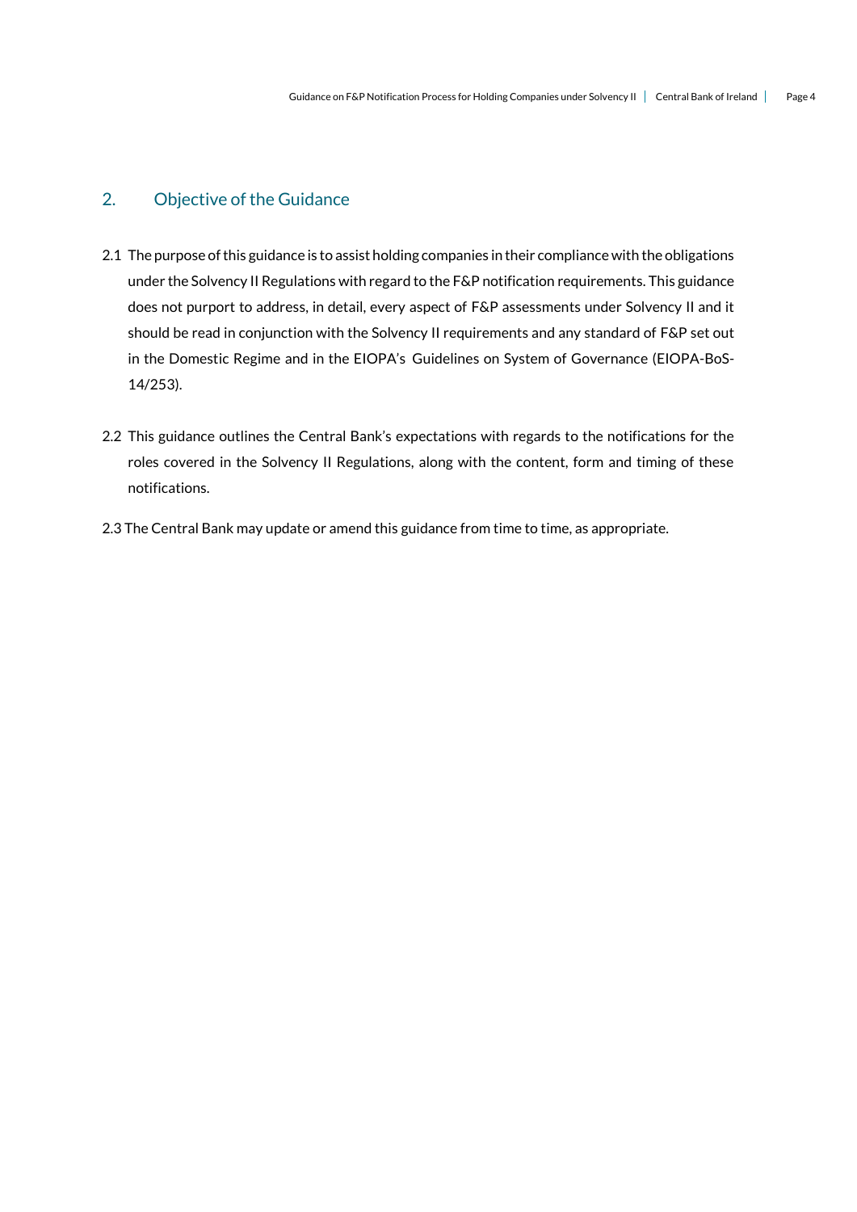## 2. Objective of the Guidance

2.1 The purpose of this guidance is to assist holding companies in their compliance with the obligations under the Solvency II Regulations with regard to the F&P notification requirements. This guidance does not purport to address, in detail, every aspect of F&P assessments under Solvency II and it should be read in conjunction with the Solvency II requirements and any standard of F&P set out in the Domestic Regime and in the EIOPA's Guidelines on System of Governance (EIOPA-BoS-14/253).

2.2 This guidance outlines the Central Bank's expectations with regards to the notifications for the roles covered in the Solvency II Regulations, along with the content, form and timing of these notifications.

2.3 The Central Bank may update or amend this guidance from time to time, as appropriate.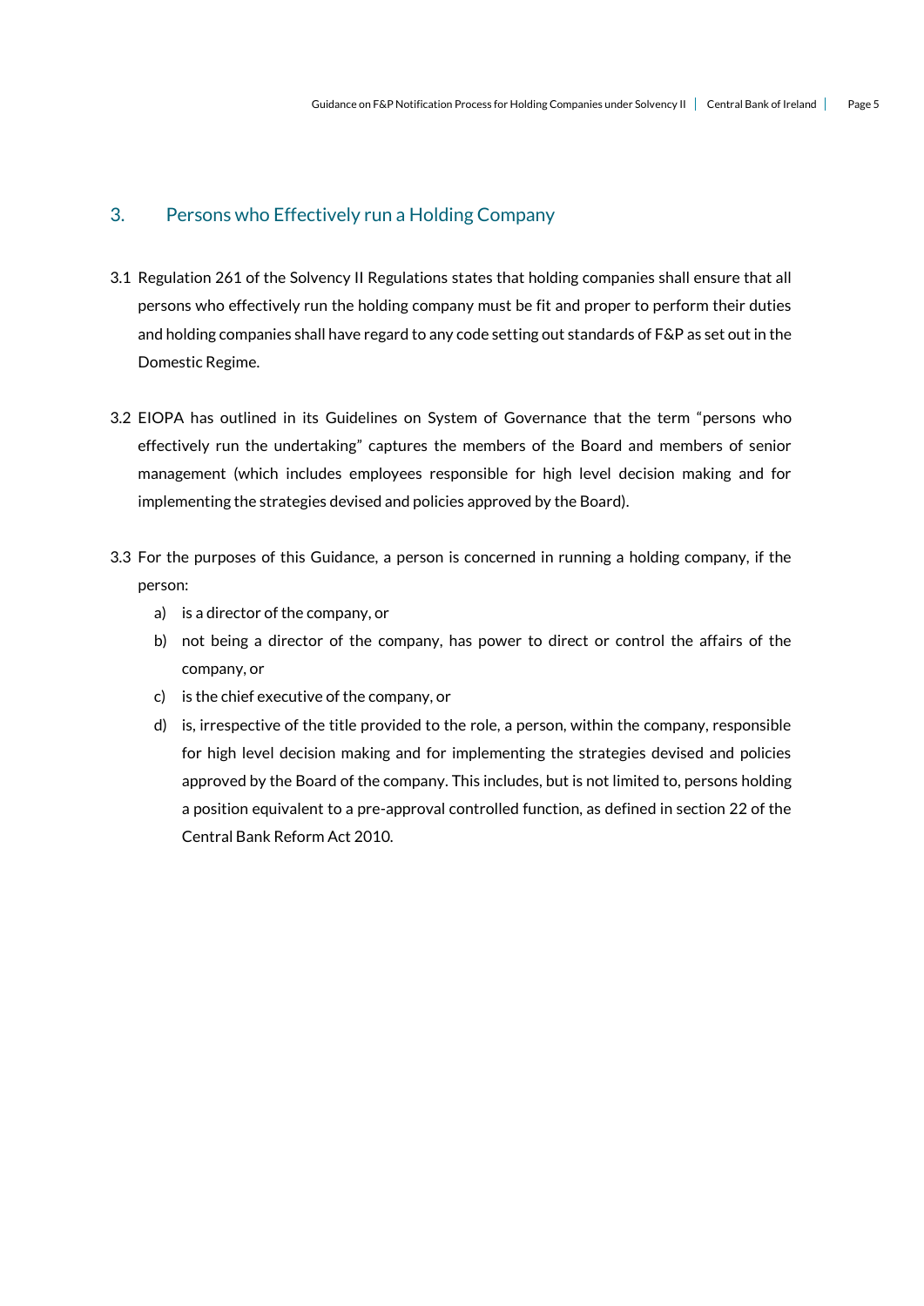## 3. Persons who Effectively run a Holding Company

3.1 Regulation 261 of the Solvency II Regulations states that holding companies shall ensure that all persons who effectively run the holding company must be fit and proper to perform their duties and holding companies shall have regard to any code setting out standards of F&P as set out in the Domestic Regime.

3.2 EIOPA has outlined in its Guidelines on System of Governance that the term "persons who effectively run the undertaking" captures the members of the Board and members of senior management (which includes employees responsible for high level decision making and for implementing the strategies devised and policies approved by the Board).

3.3 For the purposes of this Guidance, a person is concerned in running a holding company, if the person:

a) is a director of the company, or

b) not being a director of the company, has power to direct or control the affairs of the company, or

c) is the chief executive of the company, or

d) is, irrespective of the title provided to the role, a person, within the company, responsible for high level decision making and for implementing the strategies devised and policies approved by the Board of the company. This includes, but is not limited to, persons holding a position equivalent to a pre-approval controlled function, as defined in section 22 of the Central Bank Reform Act 2010.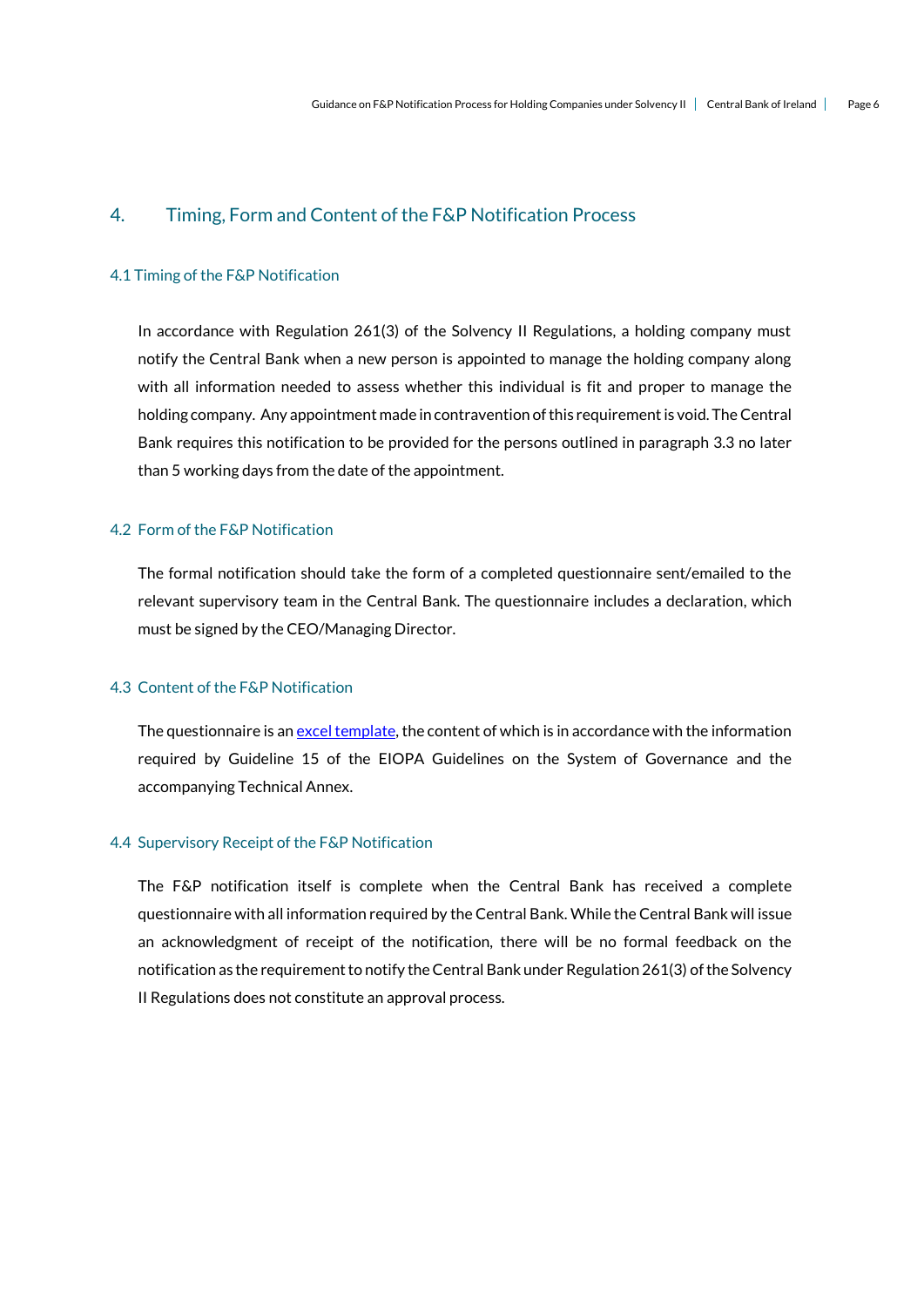# 4. Timing, Form and Content of the F&P Notification Process

## 4.1 Timing of the F&P Notification

In accordance with Regulation 261(3) of the Solvency II Regulations, a holding company must notify the Central Bank when a new person is appointed to manage the holding company along with all information needed to assess whether this individual is fit and proper to manage the holding company. Any appointment made in contravention of this requirement is void. The Central Bank requires this notification to be provided for the persons outlined in paragraph 3.3 no later than 5 working days from the date of the appointment.

## 4.2 Form of the F&P Notification

The formal notification should take the form of a completed questionnaire sent/emailed to the relevant supervisory team in the Central Bank. The questionnaire includes a declaration, which must be signed by the CEO/Managing Director.

## 4.3 Content of the F&P Notification

The questionnaire is an excel template, the content of which is in accordance with the information required by Guideline 15 of the EIOPA Guidelines on the System of Governance and the accompanying Technical Annex.

## 4.4 Supervisory Receipt of the F&P Notification

The F&P notification itself is complete when the Central Bank has received a complete questionnaire with all information required by the Central Bank. While the Central Bank will issue an acknowledgment of receipt of the notification, there will be no formal feedback on the notification as the requirement to notify the Central Bank under Regulation 261(3) of the Solvency II Regulations does not constitute an approval process.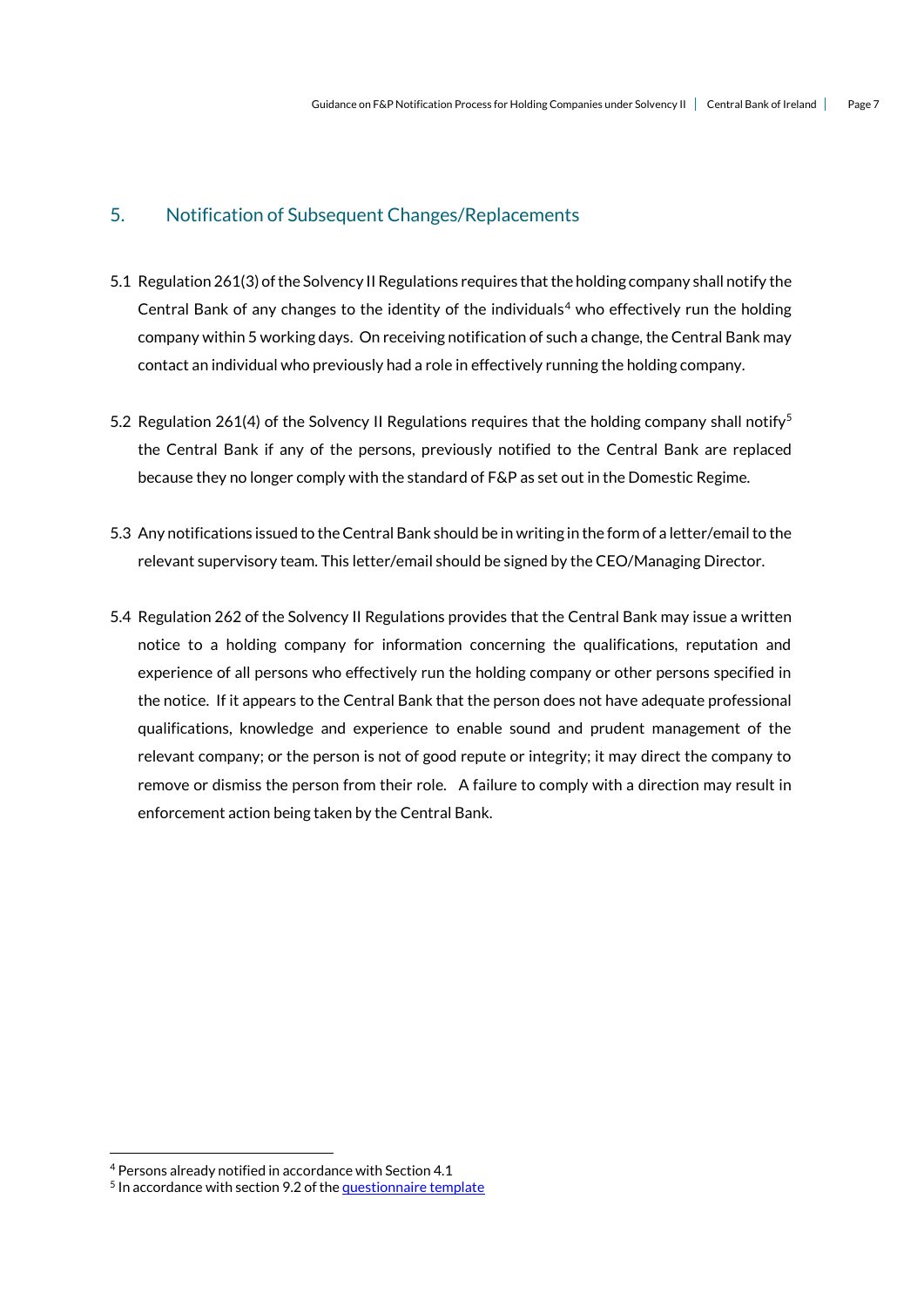## 5. Notification of Subsequent Changes/Replacements

5.1 Regulation 261(3) of the Solvency II Regulations requires that the holding company shall notify the Central Bank of any changes to the identity of the individuals[4] who effectively run the holding company within 5 working days. On receiving notification of such a change, the Central Bank may contact an individual who previously had a role in effectively running the holding company.

5.2 Regulation 261(4) of the Solvency II Regulations requires that the holding company shall notify[5] the Central Bank if any of the persons, previously notified to the Central Bank are replaced because they no longer comply with the standard of F&P as set out in the Domestic Regime.

5.3 Any notifications issued to the Central Bank should be in writing in the form of a letter/email to the relevant supervisory team. This letter/email should be signed by the CEO/Managing Director.

5.4 Regulation 262 of the Solvency II Regulations provides that the Central Bank may issue a written notice to a holding company for information concerning the qualifications, reputation and experience of all persons who effectively run the holding company or other persons specified in the notice. If it appears to the Central Bank that the person does not have adequate professional qualifications, knowledge and experience to enable sound and prudent management of the relevant company; or the person is not of good repute or integrity; it may direct the company to remove or dismiss the person from their role. A failure to comply with a direction may result in enforcement action being taken by the Central Bank.

---

[4] Persons already notified in accordance with Section 4.1

[5] In accordance with section 9.2 of the [questionnaire template]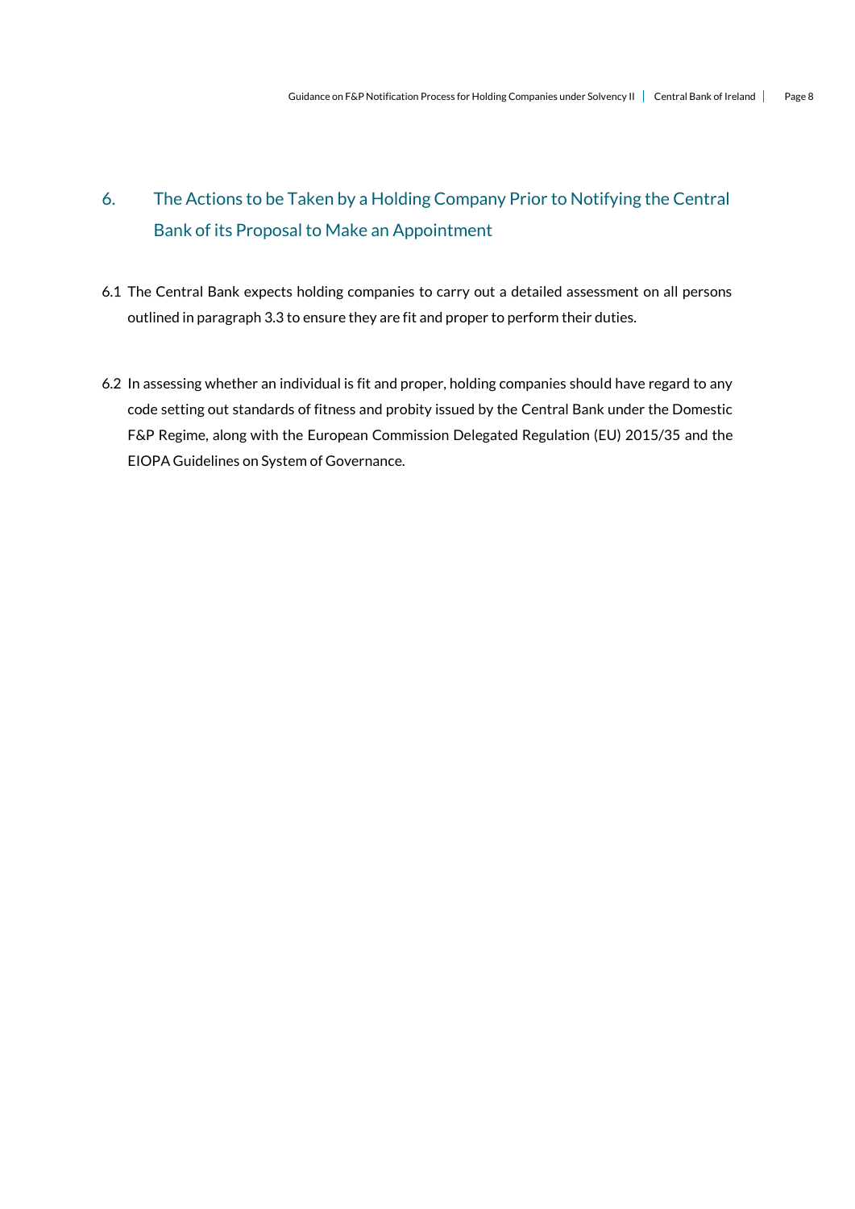## 6. The Actions to be Taken by a Holding Company Prior to Notifying the Central Bank of its Proposal to Make an Appointment

6.1 The Central Bank expects holding companies to carry out a detailed assessment on all persons outlined in paragraph 3.3 to ensure they are fit and proper to perform their duties.

6.2 In assessing whether an individual is fit and proper, holding companies should have regard to any code setting out standards of fitness and probity issued by the Central Bank under the Domestic F&P Regime, along with the European Commission Delegated Regulation (EU) 2015/35 and the EIOPA Guidelines on System of Governance.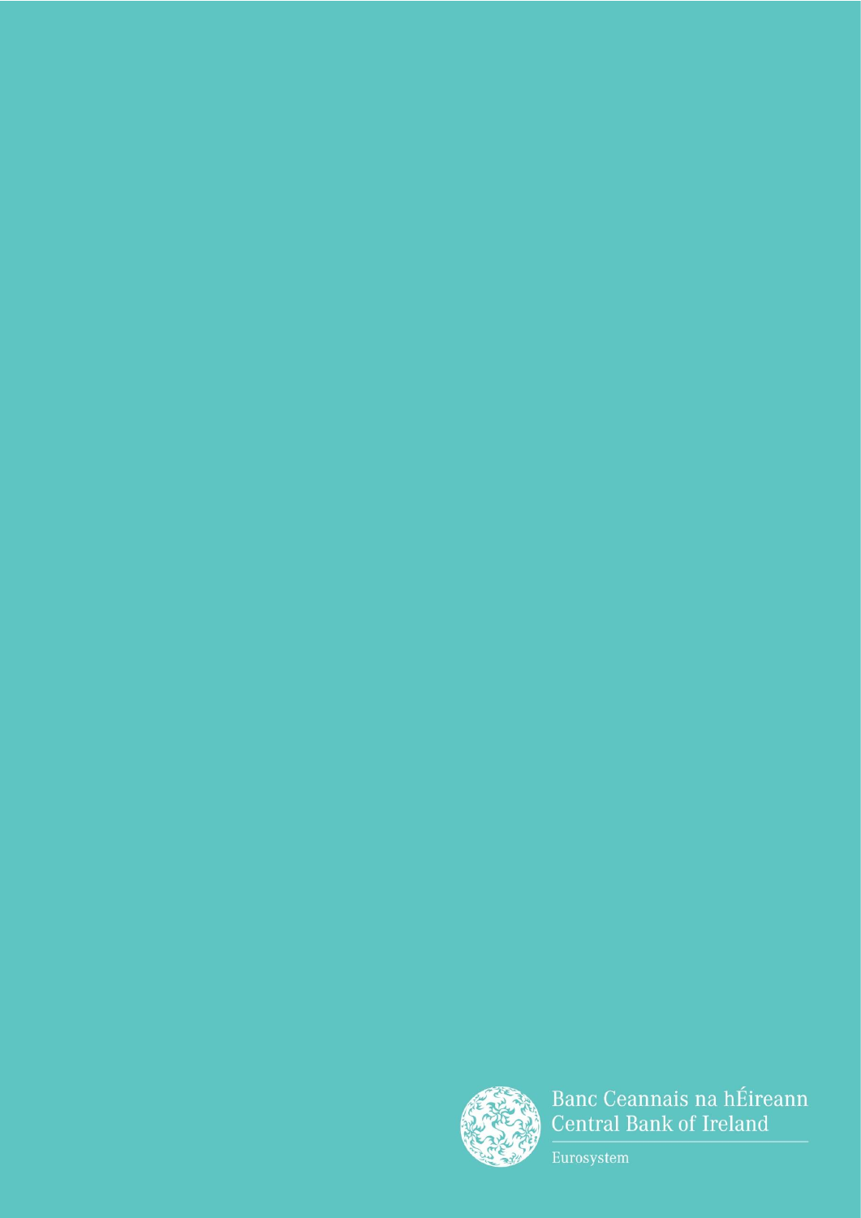Banc Ceannais na hÉireann
Central Bank of Ireland

Eurosystem